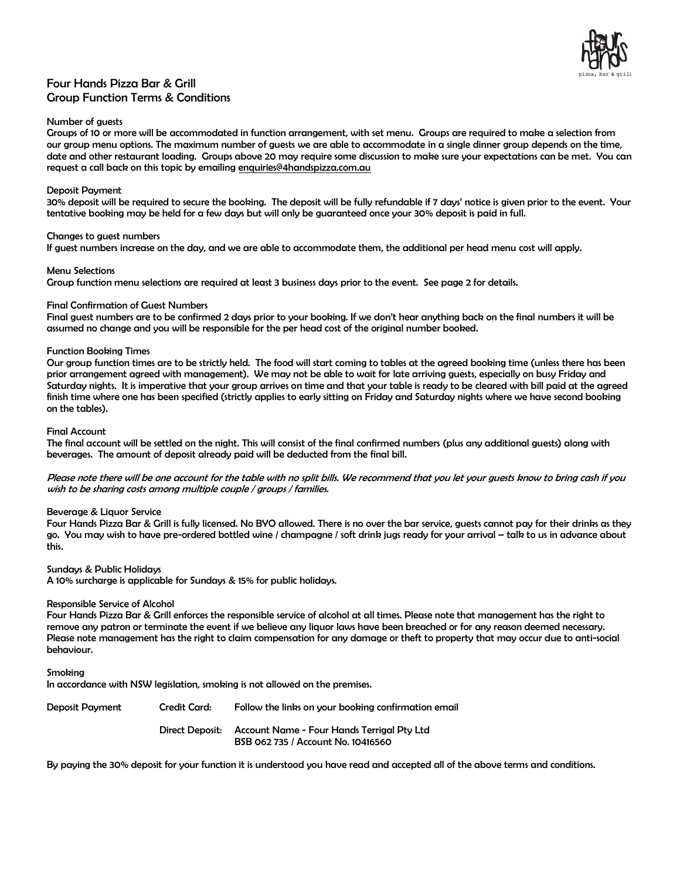# Four Hands Pizza Bar & Grill
## Group Function Terms & Conditions

### Number of guests

Groups of 10 or more will be accommodated in function arrangement, with set menu. Groups are required to make a selection from our group menu options. The maximum number of guests we are able to accommodate in a single dinner group depends on the time, date and other restaurant loading. Groups above 20 may require some discussion to make sure your expectations can be met. You can request a call back on this topic by emailing enquiries@4handspizza.com.au

### Deposit Payment

30% deposit will be required to secure the booking. The deposit will be fully refundable if 7 days' notice is given prior to the event. Your tentative booking may be held for a few days but will only be guaranteed once your 30% deposit is paid in full.

### Changes to guest numbers

If guest numbers increase on the day, and we are able to accommodate them, the additional per head menu cost will apply.

### Menu Selections

Group function menu selections are required at least 3 business days prior to the event. See page 2 for details.

### Final Confirmation of Guest Numbers

Final guest numbers are to be confirmed 2 days prior to your booking. If we don't hear anything back on the final numbers it will be assumed no change and you will be responsible for the per head cost of the original number booked.

### Function Booking Times

Our group function times are to be strictly held. The food will start coming to tables at the agreed booking time (unless there has been prior arrangement agreed with management). We may not be able to wait for late arriving guests, especially on busy Friday and Saturday nights. It is imperative that your group arrives on time and that your table is ready to be cleared with bill paid at the agreed finish time where one has been specified (strictly applies to early sitting on Friday and Saturday nights where we have second booking on the tables).

### Final Account

The final account will be settled on the night. This will consist of the final confirmed numbers (plus any additional guests) along with beverages. The amount of deposit already paid will be deducted from the final bill.

*Please note there will be one account for the table with no split bills. We recommend that you let your guests know to bring cash if you wish to be sharing costs among multiple couple / groups / families.*

### Beverage & Liquor Service

Four Hands Pizza Bar & Grill is fully licensed. No BYO allowed. There is no over the bar service, guests cannot pay for their drinks as they go. You may wish to have pre-ordered bottled wine / champagne / soft drink jugs ready for your arrival – talk to us in advance about this.

### Sundays & Public Holidays

A 10% surcharge is applicable for Sundays & 15% for public holidays.

### Responsible Service of Alcohol

Four Hands Pizza Bar & Grill enforces the responsible service of alcohol at all times. Please note that management has the right to remove any patron or terminate the event if we believe any liquor laws have been breached or for any reason deemed necessary. Please note management has the right to claim compensation for any damage or theft to property that may occur due to anti-social behaviour.

### Smoking

In accordance with NSW legislation, smoking is not allowed on the premises.

| Deposit Payment | Credit Card: | Follow the links on your booking confirmation email |
| --- | --- | --- |
| | Direct Deposit: | Account Name - Four Hands Terrigal Pty Ltd<br>BSB 062 735 / Account No. 10416560 |

By paying the 30% deposit for your function it is understood you have read and accepted all of the above terms and conditions.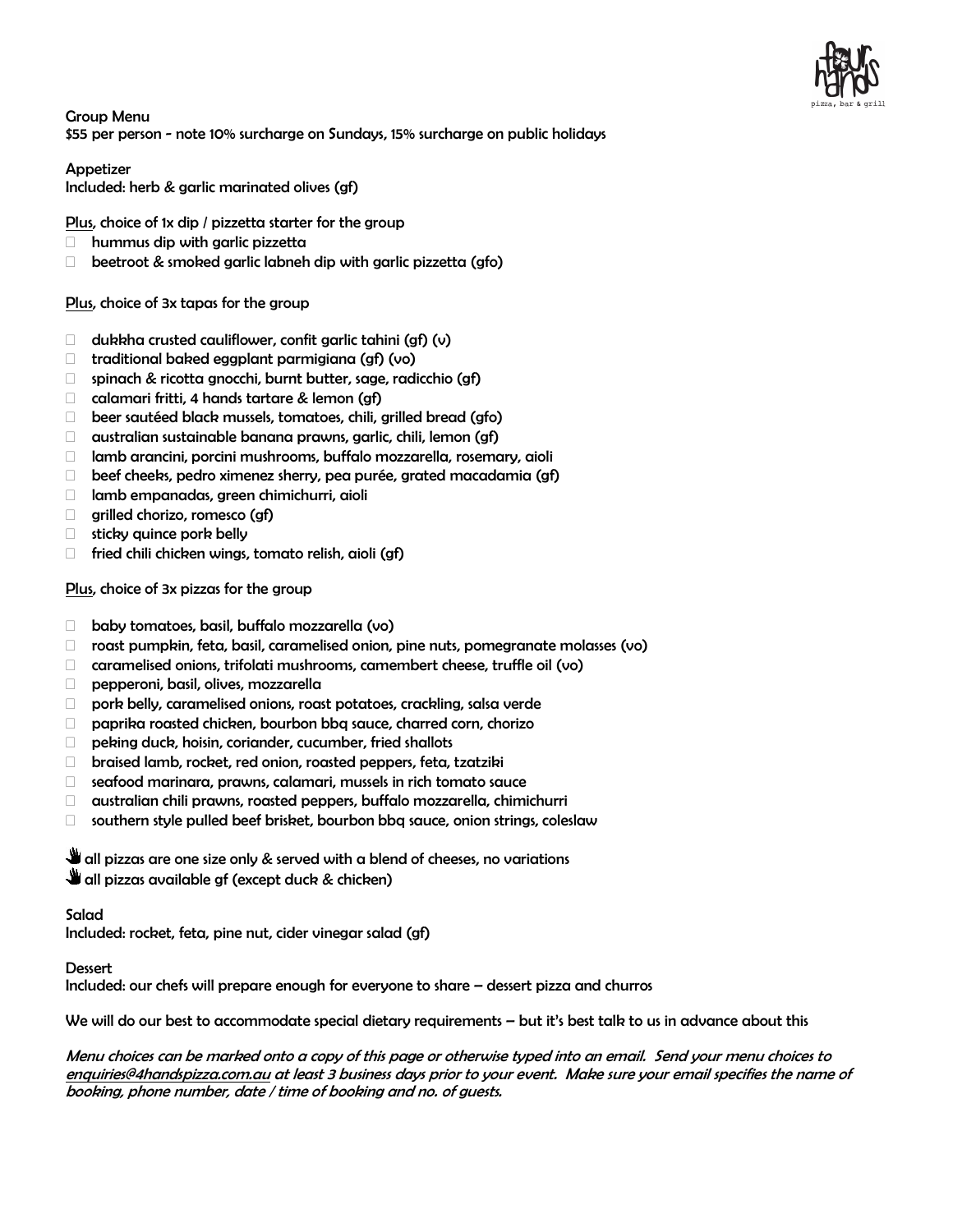## Group Menu

$55 per person - note 10% surcharge on Sundays, 15% surcharge on public holidays

### Appetizer

Included: herb & garlic marinated olives (gf)

Plus, choice of 1x dip / pizzetta starter for the group

- hummus dip with garlic pizzetta
- beetroot & smoked garlic labneh dip with garlic pizzetta (gfo)

Plus, choice of 3x tapas for the group

- dukkha crusted cauliflower, confit garlic tahini (gf) (v)
- traditional baked eggplant parmigiana (gf) (vo)
- spinach & ricotta gnocchi, burnt butter, sage, radicchio (gf)
- calamari fritti, 4 hands tartare & lemon (gf)
- beer sautéed black mussels, tomatoes, chili, grilled bread (gfo)
- australian sustainable banana prawns, garlic, chili, lemon (gf)
- lamb arancini, porcini mushrooms, buffalo mozzarella, rosemary, aioli
- beef cheeks, pedro ximenez sherry, pea purée, grated macadamia (gf)
- lamb empanadas, green chimichurri, aioli
- grilled chorizo, romesco (gf)
- sticky quince pork belly
- fried chili chicken wings, tomato relish, aioli (gf)

Plus, choice of 3x pizzas for the group

- baby tomatoes, basil, buffalo mozzarella (vo)
- roast pumpkin, feta, basil, caramelised onion, pine nuts, pomegranate molasses (vo)
- caramelised onions, trifolati mushrooms, camembert cheese, truffle oil (vo)
- pepperoni, basil, olives, mozzarella
- pork belly, caramelised onions, roast potatoes, crackling, salsa verde
- paprika roasted chicken, bourbon bbq sauce, charred corn, chorizo
- peking duck, hoisin, coriander, cucumber, fried shallots
- braised lamb, rocket, red onion, roasted peppers, feta, tzatziki
- seafood marinara, prawns, calamari, mussels in rich tomato sauce
- australian chili prawns, roasted peppers, buffalo mozzarella, chimichurri
- southern style pulled beef brisket, bourbon bbq sauce, onion strings, coleslaw

all pizzas are one size only & served with a blend of cheeses, no variations

all pizzas available gf (except duck & chicken)

### Salad

Included: rocket, feta, pine nut, cider vinegar salad (gf)

### Dessert

Included: our chefs will prepare enough for everyone to share – dessert pizza and churros

We will do our best to accommodate special dietary requirements – but it's best talk to us in advance about this

*Menu choices can be marked onto a copy of this page or otherwise typed into an email. Send your menu choices to enquiries@4handspizza.com.au at least 3 business days prior to your event. Make sure your email specifies the name of booking, phone number, date / time of booking and no. of guests.*